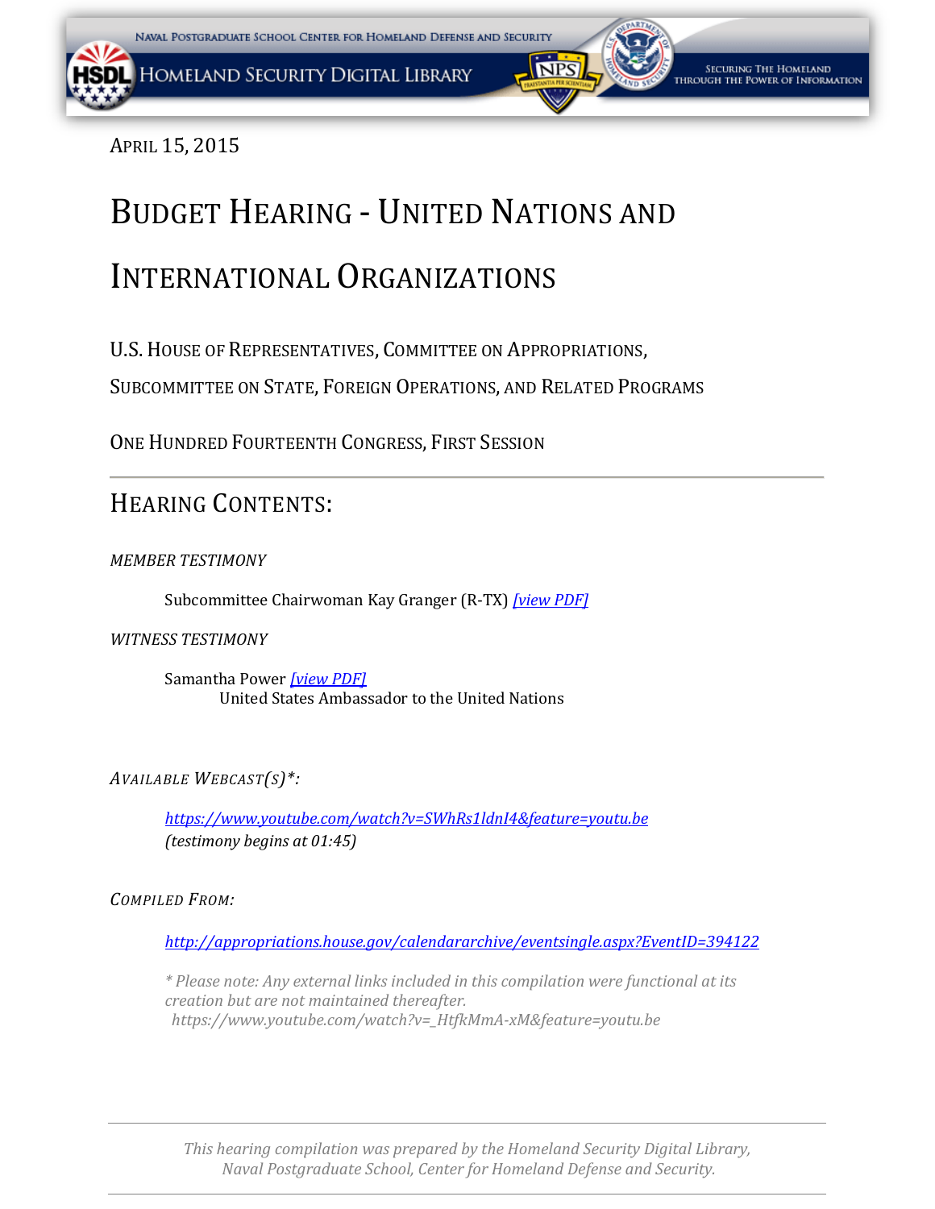April 15, 2015

# Budget Hearing - United Nations and International Organizations

U.S. House of Representatives, Committee on Appropriations,

Subcommittee on State, Foreign Operations, and Related Programs

One Hundred Fourteenth Congress, First Session

---

## Hearing Contents:

*MEMBER TESTIMONY*

Subcommittee Chairwoman Kay Granger (R-TX) *[view PDF]*

*WITNESS TESTIMONY*

Samantha Power *[view PDF]*
United States Ambassador to the United Nations

*Available Webcast(s)*:*

*https://www.youtube.com/watch?v=SWhRs1ldnI4&feature=youtu.be*
*(testimony begins at 01:45)*

*Compiled From:*

*http://appropriations.house.gov/calendararchive/eventsingle.aspx?EventID=394122*

*\* Please note: Any external links included in this compilation were functional at its creation but are not maintained thereafter.*
*https://www.youtube.com/watch?v=_HtfkMmA-xM&feature=youtu.be*

---

*This hearing compilation was prepared by the Homeland Security Digital Library, Naval Postgraduate School, Center for Homeland Defense and Security.*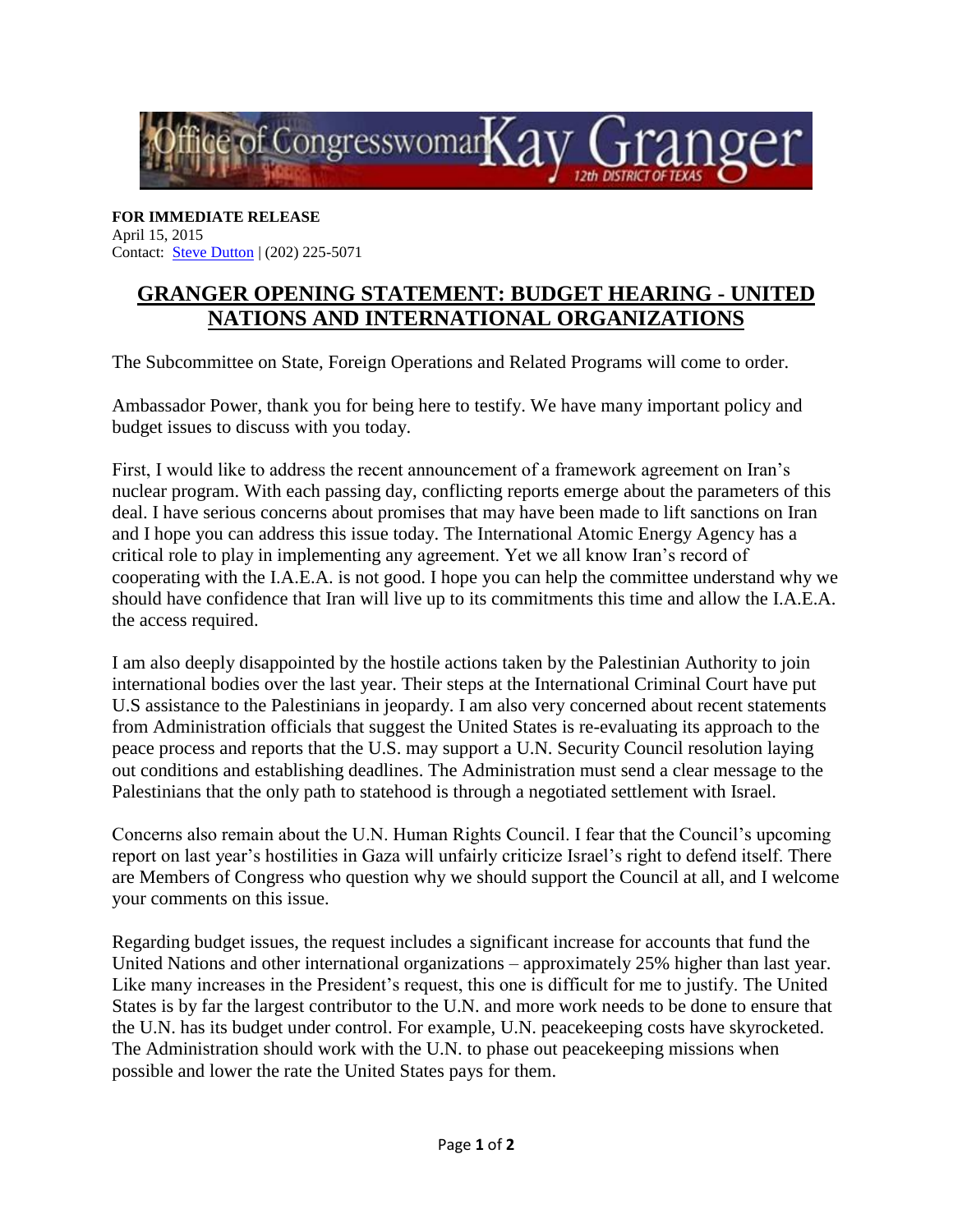**FOR IMMEDIATE RELEASE**
April 15, 2015
Contact: [Steve Dutton](mailto:) | (202) 225-5071

# GRANGER OPENING STATEMENT: BUDGET HEARING - UNITED NATIONS AND INTERNATIONAL ORGANIZATIONS

The Subcommittee on State, Foreign Operations and Related Programs will come to order.

Ambassador Power, thank you for being here to testify. We have many important policy and budget issues to discuss with you today.

First, I would like to address the recent announcement of a framework agreement on Iran's nuclear program. With each passing day, conflicting reports emerge about the parameters of this deal. I have serious concerns about promises that may have been made to lift sanctions on Iran and I hope you can address this issue today. The International Atomic Energy Agency has a critical role to play in implementing any agreement. Yet we all know Iran's record of cooperating with the I.A.E.A. is not good. I hope you can help the committee understand why we should have confidence that Iran will live up to its commitments this time and allow the I.A.E.A. the access required.

I am also deeply disappointed by the hostile actions taken by the Palestinian Authority to join international bodies over the last year. Their steps at the International Criminal Court have put U.S assistance to the Palestinians in jeopardy. I am also very concerned about recent statements from Administration officials that suggest the United States is re-evaluating its approach to the peace process and reports that the U.S. may support a U.N. Security Council resolution laying out conditions and establishing deadlines. The Administration must send a clear message to the Palestinians that the only path to statehood is through a negotiated settlement with Israel.

Concerns also remain about the U.N. Human Rights Council. I fear that the Council's upcoming report on last year's hostilities in Gaza will unfairly criticize Israel's right to defend itself. There are Members of Congress who question why we should support the Council at all, and I welcome your comments on this issue.

Regarding budget issues, the request includes a significant increase for accounts that fund the United Nations and other international organizations – approximately 25% higher than last year. Like many increases in the President's request, this one is difficult for me to justify. The United States is by far the largest contributor to the U.N. and more work needs to be done to ensure that the U.N. has its budget under control. For example, U.N. peacekeeping costs have skyrocketed. The Administration should work with the U.N. to phase out peacekeeping missions when possible and lower the rate the United States pays for them.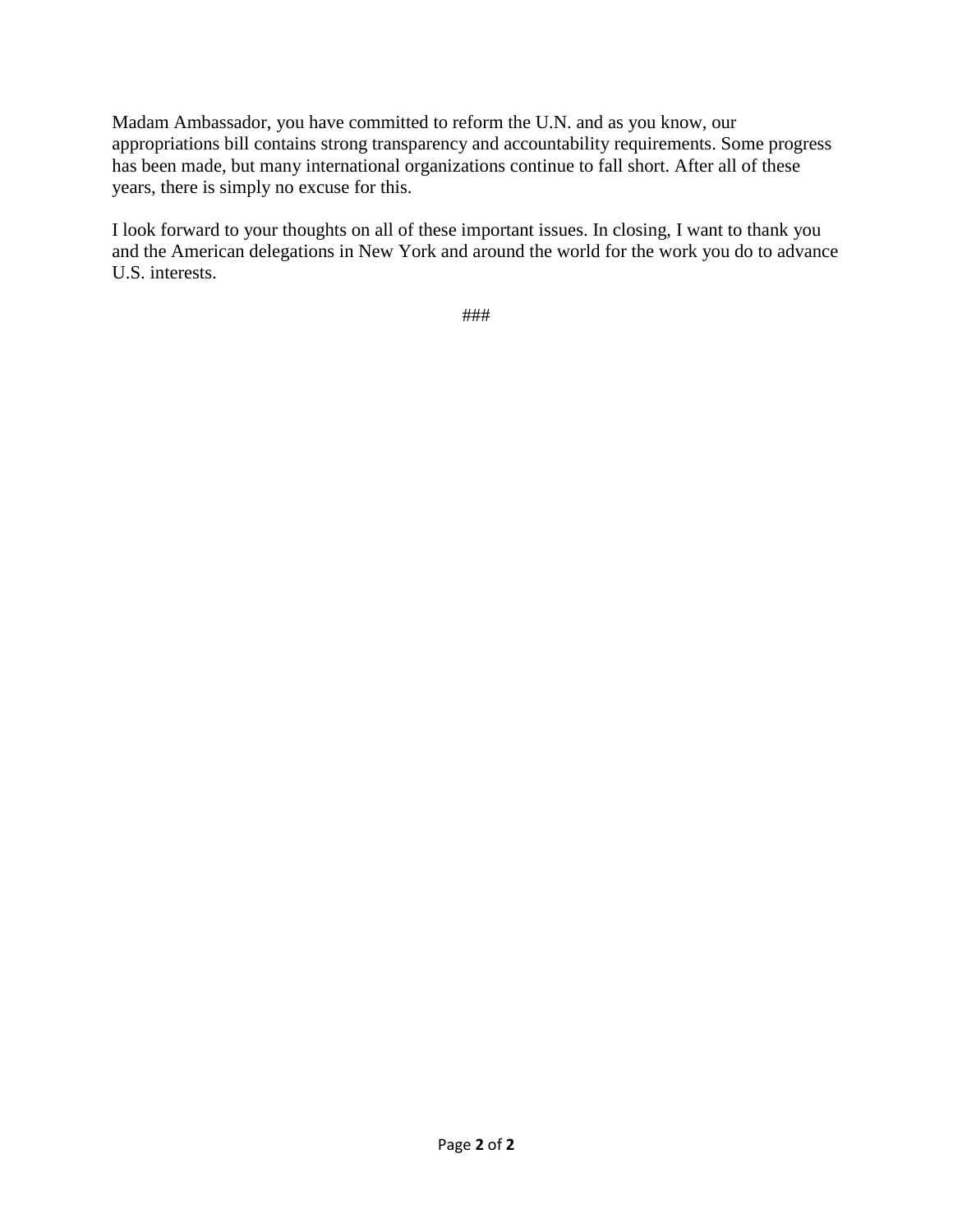Madam Ambassador, you have committed to reform the U.N. and as you know, our appropriations bill contains strong transparency and accountability requirements. Some progress has been made, but many international organizations continue to fall short. After all of these years, there is simply no excuse for this.

I look forward to your thoughts on all of these important issues. In closing, I want to thank you and the American delegations in New York and around the world for the work you do to advance U.S. interests.

###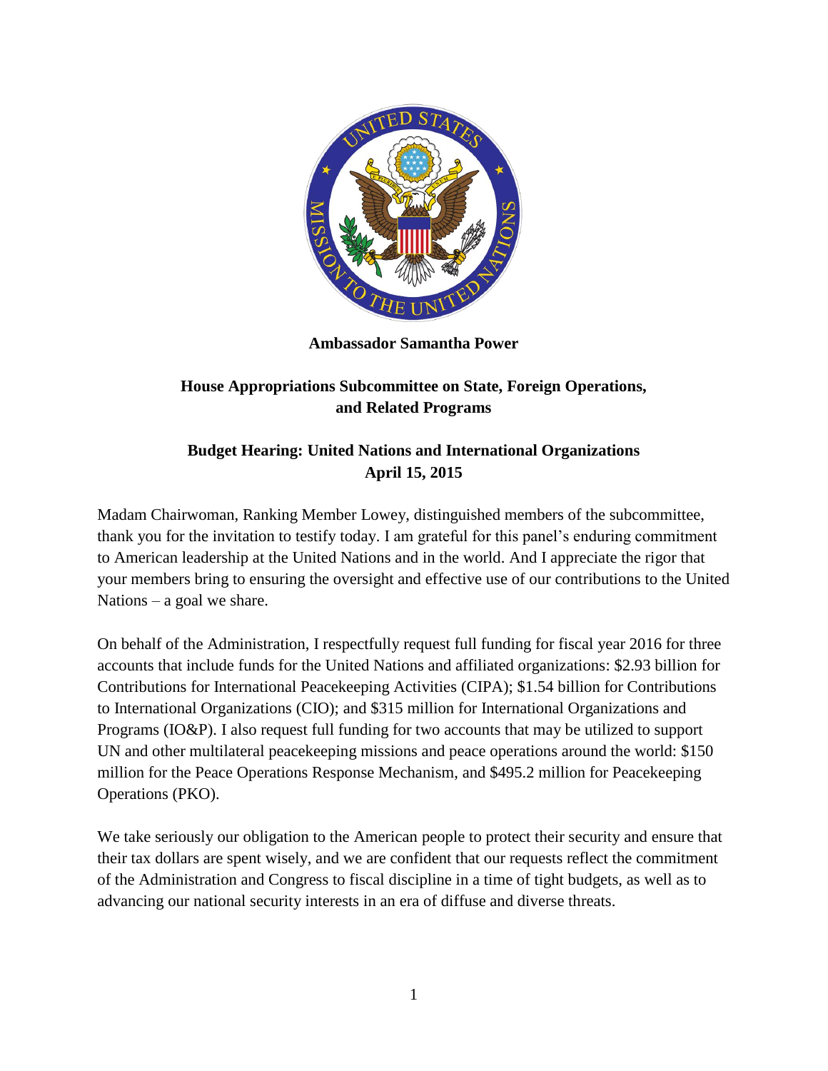**Ambassador Samantha Power**

**House Appropriations Subcommittee on State, Foreign Operations, and Related Programs**

**Budget Hearing: United Nations and International Organizations**
**April 15, 2015**

Madam Chairwoman, Ranking Member Lowey, distinguished members of the subcommittee, thank you for the invitation to testify today. I am grateful for this panel's enduring commitment to American leadership at the United Nations and in the world. And I appreciate the rigor that your members bring to ensuring the oversight and effective use of our contributions to the United Nations – a goal we share.

On behalf of the Administration, I respectfully request full funding for fiscal year 2016 for three accounts that include funds for the United Nations and affiliated organizations: $2.93 billion for Contributions for International Peacekeeping Activities (CIPA); $1.54 billion for Contributions to International Organizations (CIO); and $315 million for International Organizations and Programs (IO&P). I also request full funding for two accounts that may be utilized to support UN and other multilateral peacekeeping missions and peace operations around the world: $150 million for the Peace Operations Response Mechanism, and $495.2 million for Peacekeeping Operations (PKO).

We take seriously our obligation to the American people to protect their security and ensure that their tax dollars are spent wisely, and we are confident that our requests reflect the commitment of the Administration and Congress to fiscal discipline in a time of tight budgets, as well as to advancing our national security interests in an era of diffuse and diverse threats.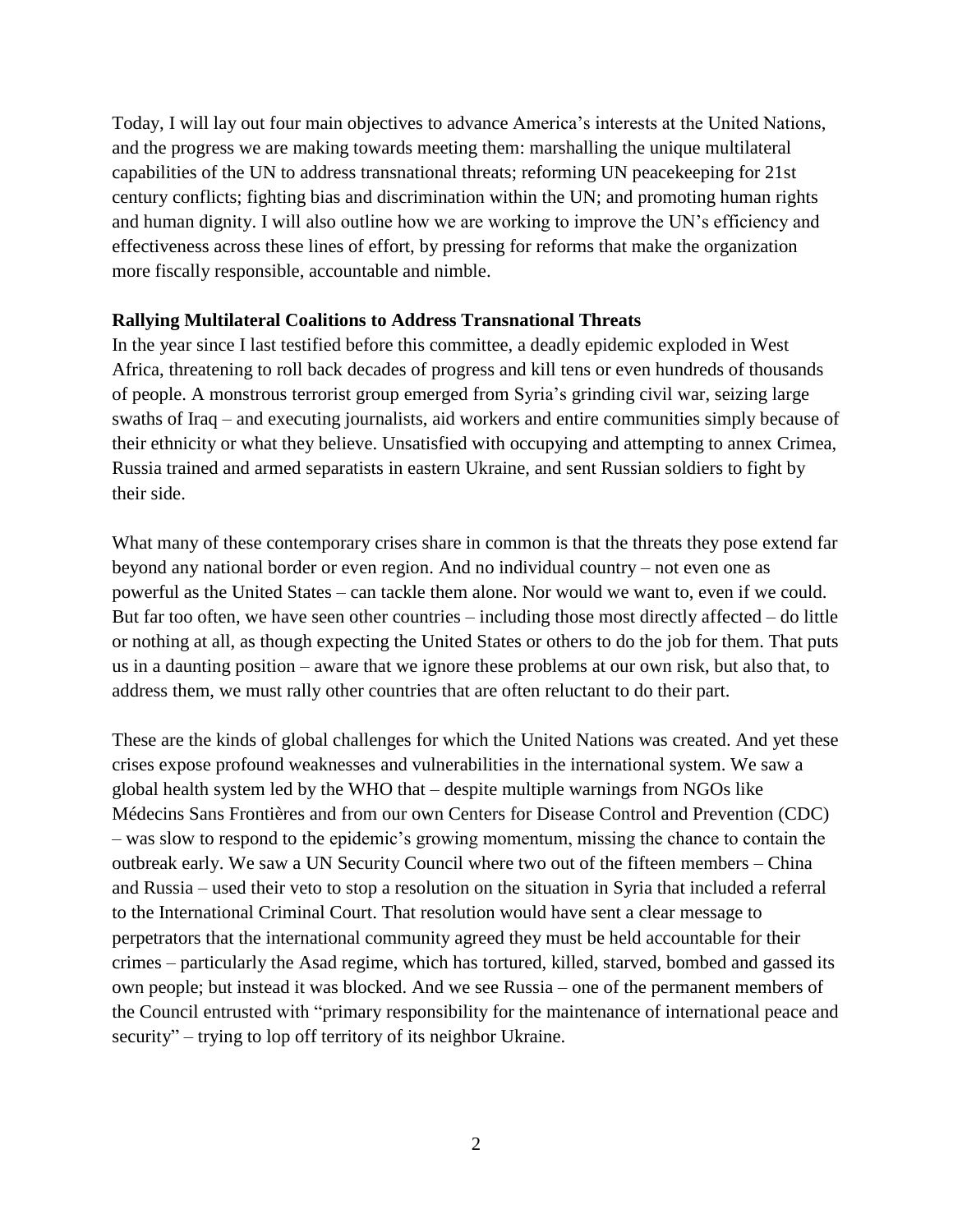Today, I will lay out four main objectives to advance America's interests at the United Nations, and the progress we are making towards meeting them: marshalling the unique multilateral capabilities of the UN to address transnational threats; reforming UN peacekeeping for 21st century conflicts; fighting bias and discrimination within the UN; and promoting human rights and human dignity. I will also outline how we are working to improve the UN's efficiency and effectiveness across these lines of effort, by pressing for reforms that make the organization more fiscally responsible, accountable and nimble.

**Rallying Multilateral Coalitions to Address Transnational Threats**

In the year since I last testified before this committee, a deadly epidemic exploded in West Africa, threatening to roll back decades of progress and kill tens or even hundreds of thousands of people. A monstrous terrorist group emerged from Syria's grinding civil war, seizing large swaths of Iraq – and executing journalists, aid workers and entire communities simply because of their ethnicity or what they believe. Unsatisfied with occupying and attempting to annex Crimea, Russia trained and armed separatists in eastern Ukraine, and sent Russian soldiers to fight by their side.

What many of these contemporary crises share in common is that the threats they pose extend far beyond any national border or even region. And no individual country – not even one as powerful as the United States – can tackle them alone. Nor would we want to, even if we could. But far too often, we have seen other countries – including those most directly affected – do little or nothing at all, as though expecting the United States or others to do the job for them. That puts us in a daunting position – aware that we ignore these problems at our own risk, but also that, to address them, we must rally other countries that are often reluctant to do their part.

These are the kinds of global challenges for which the United Nations was created. And yet these crises expose profound weaknesses and vulnerabilities in the international system. We saw a global health system led by the WHO that – despite multiple warnings from NGOs like Médecins Sans Frontières and from our own Centers for Disease Control and Prevention (CDC) – was slow to respond to the epidemic's growing momentum, missing the chance to contain the outbreak early. We saw a UN Security Council where two out of the fifteen members – China and Russia – used their veto to stop a resolution on the situation in Syria that included a referral to the International Criminal Court. That resolution would have sent a clear message to perpetrators that the international community agreed they must be held accountable for their crimes – particularly the Asad regime, which has tortured, killed, starved, bombed and gassed its own people; but instead it was blocked. And we see Russia – one of the permanent members of the Council entrusted with "primary responsibility for the maintenance of international peace and security" – trying to lop off territory of its neighbor Ukraine.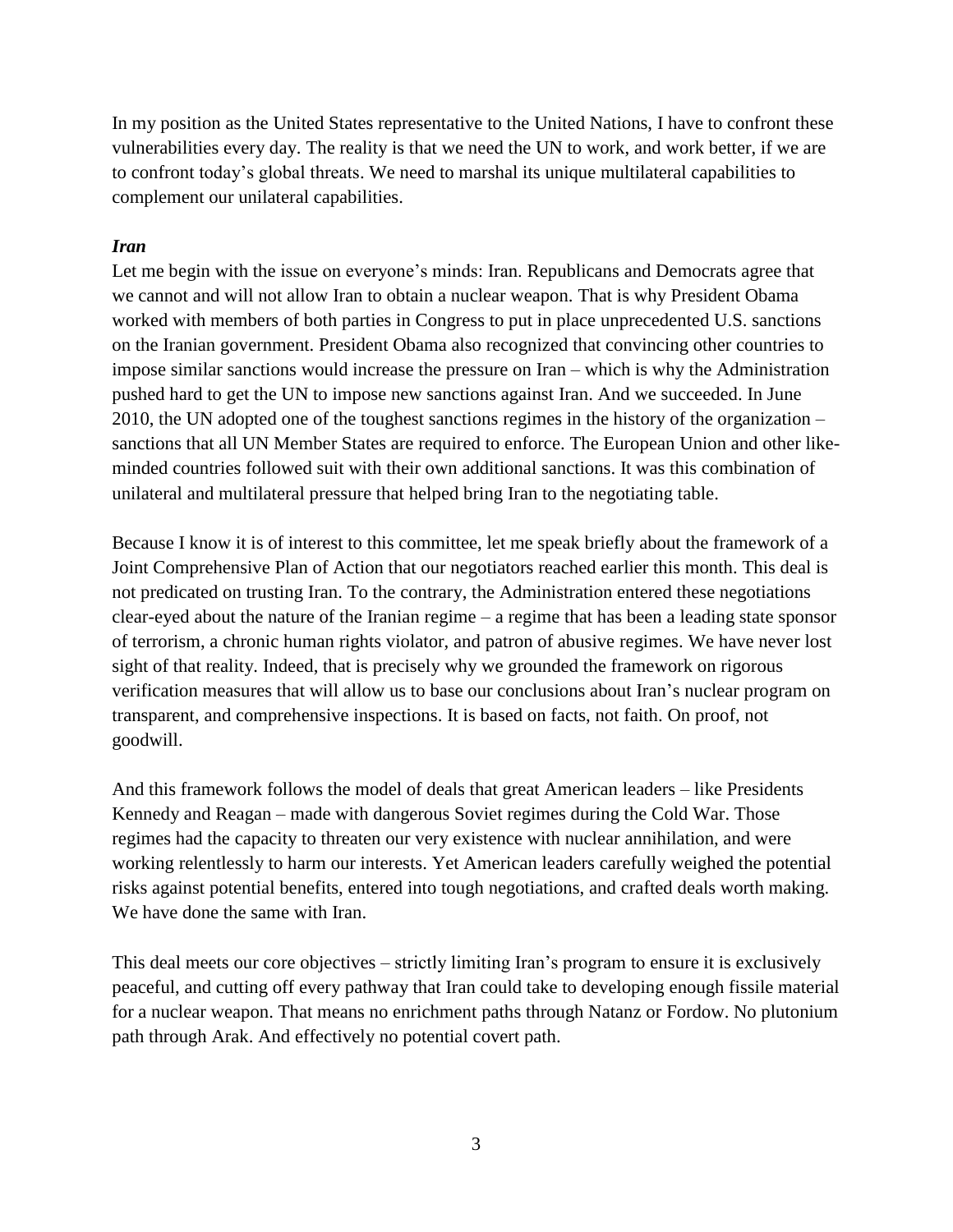In my position as the United States representative to the United Nations, I have to confront these vulnerabilities every day. The reality is that we need the UN to work, and work better, if we are to confront today's global threats. We need to marshal its unique multilateral capabilities to complement our unilateral capabilities.

***Iran***

Let me begin with the issue on everyone's minds: Iran. Republicans and Democrats agree that we cannot and will not allow Iran to obtain a nuclear weapon. That is why President Obama worked with members of both parties in Congress to put in place unprecedented U.S. sanctions on the Iranian government. President Obama also recognized that convincing other countries to impose similar sanctions would increase the pressure on Iran – which is why the Administration pushed hard to get the UN to impose new sanctions against Iran. And we succeeded. In June 2010, the UN adopted one of the toughest sanctions regimes in the history of the organization – sanctions that all UN Member States are required to enforce. The European Union and other like-minded countries followed suit with their own additional sanctions. It was this combination of unilateral and multilateral pressure that helped bring Iran to the negotiating table.

Because I know it is of interest to this committee, let me speak briefly about the framework of a Joint Comprehensive Plan of Action that our negotiators reached earlier this month. This deal is not predicated on trusting Iran. To the contrary, the Administration entered these negotiations clear-eyed about the nature of the Iranian regime – a regime that has been a leading state sponsor of terrorism, a chronic human rights violator, and patron of abusive regimes. We have never lost sight of that reality. Indeed, that is precisely why we grounded the framework on rigorous verification measures that will allow us to base our conclusions about Iran's nuclear program on transparent, and comprehensive inspections. It is based on facts, not faith. On proof, not goodwill.

And this framework follows the model of deals that great American leaders – like Presidents Kennedy and Reagan – made with dangerous Soviet regimes during the Cold War. Those regimes had the capacity to threaten our very existence with nuclear annihilation, and were working relentlessly to harm our interests. Yet American leaders carefully weighed the potential risks against potential benefits, entered into tough negotiations, and crafted deals worth making. We have done the same with Iran.

This deal meets our core objectives – strictly limiting Iran's program to ensure it is exclusively peaceful, and cutting off every pathway that Iran could take to developing enough fissile material for a nuclear weapon. That means no enrichment paths through Natanz or Fordow. No plutonium path through Arak. And effectively no potential covert path.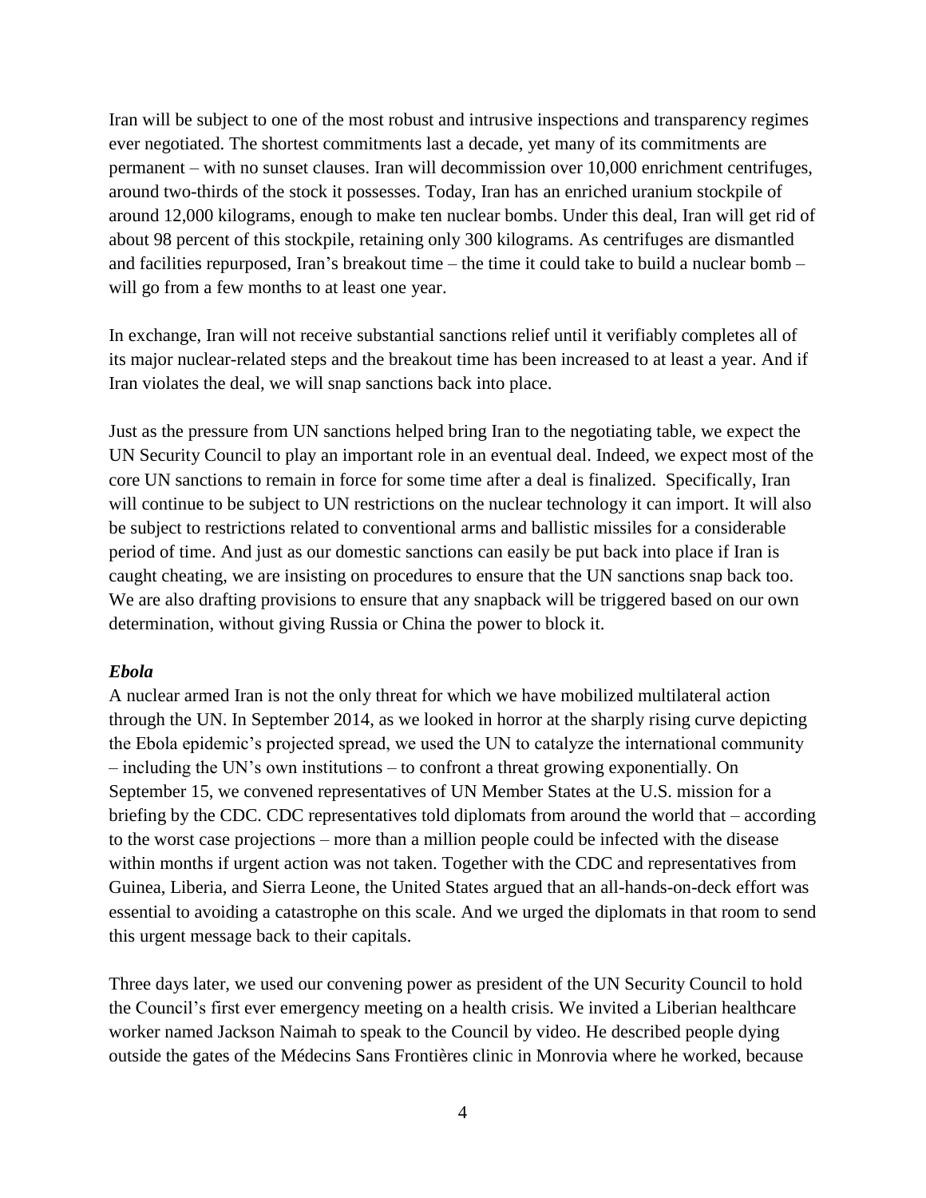Iran will be subject to one of the most robust and intrusive inspections and transparency regimes ever negotiated. The shortest commitments last a decade, yet many of its commitments are permanent – with no sunset clauses. Iran will decommission over 10,000 enrichment centrifuges, around two-thirds of the stock it possesses. Today, Iran has an enriched uranium stockpile of around 12,000 kilograms, enough to make ten nuclear bombs. Under this deal, Iran will get rid of about 98 percent of this stockpile, retaining only 300 kilograms. As centrifuges are dismantled and facilities repurposed, Iran's breakout time – the time it could take to build a nuclear bomb – will go from a few months to at least one year.

In exchange, Iran will not receive substantial sanctions relief until it verifiably completes all of its major nuclear-related steps and the breakout time has been increased to at least a year. And if Iran violates the deal, we will snap sanctions back into place.

Just as the pressure from UN sanctions helped bring Iran to the negotiating table, we expect the UN Security Council to play an important role in an eventual deal. Indeed, we expect most of the core UN sanctions to remain in force for some time after a deal is finalized. Specifically, Iran will continue to be subject to UN restrictions on the nuclear technology it can import. It will also be subject to restrictions related to conventional arms and ballistic missiles for a considerable period of time. And just as our domestic sanctions can easily be put back into place if Iran is caught cheating, we are insisting on procedures to ensure that the UN sanctions snap back too. We are also drafting provisions to ensure that any snapback will be triggered based on our own determination, without giving Russia or China the power to block it.

***Ebola***

A nuclear armed Iran is not the only threat for which we have mobilized multilateral action through the UN. In September 2014, as we looked in horror at the sharply rising curve depicting the Ebola epidemic's projected spread, we used the UN to catalyze the international community – including the UN's own institutions – to confront a threat growing exponentially. On September 15, we convened representatives of UN Member States at the U.S. mission for a briefing by the CDC. CDC representatives told diplomats from around the world that – according to the worst case projections – more than a million people could be infected with the disease within months if urgent action was not taken. Together with the CDC and representatives from Guinea, Liberia, and Sierra Leone, the United States argued that an all-hands-on-deck effort was essential to avoiding a catastrophe on this scale. And we urged the diplomats in that room to send this urgent message back to their capitals.

Three days later, we used our convening power as president of the UN Security Council to hold the Council's first ever emergency meeting on a health crisis. We invited a Liberian healthcare worker named Jackson Naimah to speak to the Council by video. He described people dying outside the gates of the Médecins Sans Frontières clinic in Monrovia where he worked, because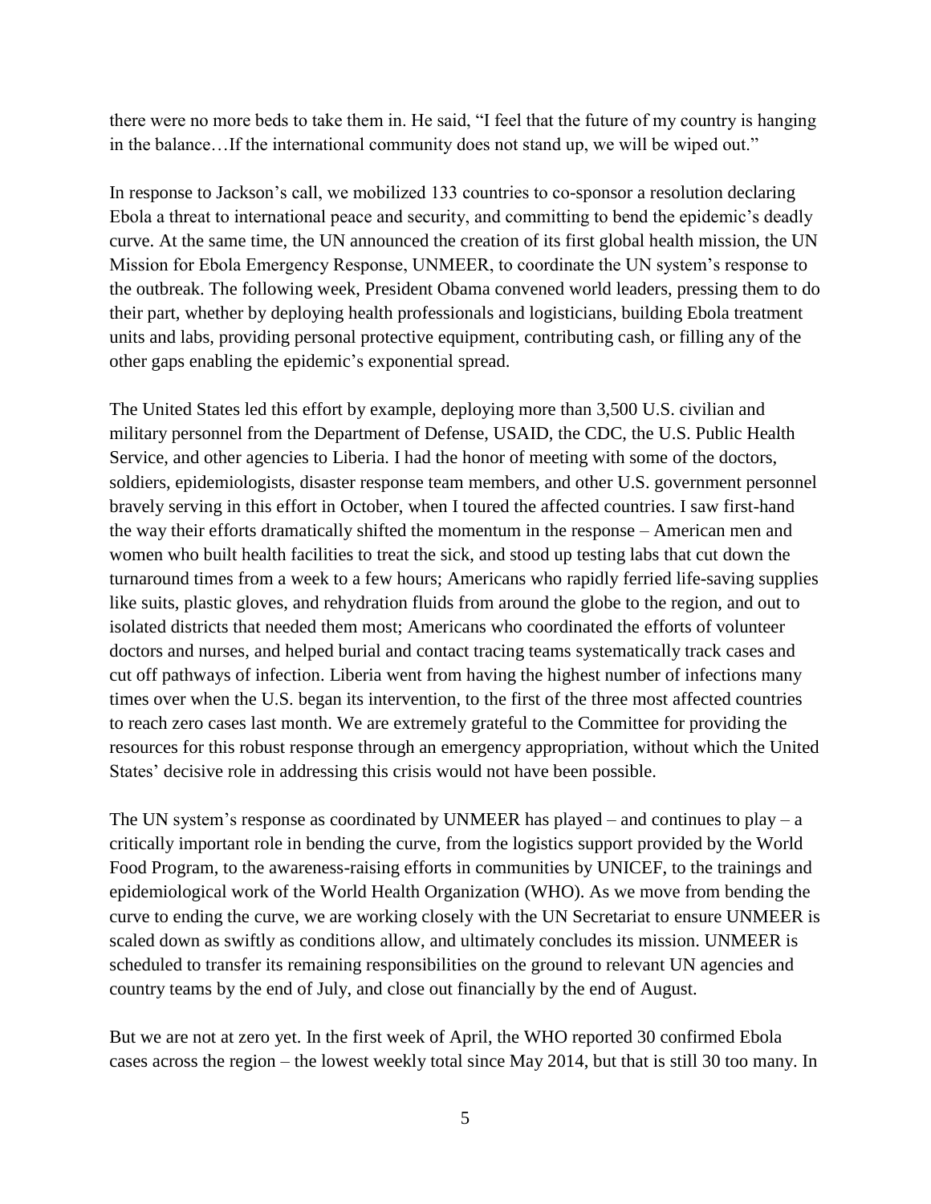there were no more beds to take them in. He said, "I feel that the future of my country is hanging in the balance…If the international community does not stand up, we will be wiped out."

In response to Jackson's call, we mobilized 133 countries to co-sponsor a resolution declaring Ebola a threat to international peace and security, and committing to bend the epidemic's deadly curve. At the same time, the UN announced the creation of its first global health mission, the UN Mission for Ebola Emergency Response, UNMEER, to coordinate the UN system's response to the outbreak. The following week, President Obama convened world leaders, pressing them to do their part, whether by deploying health professionals and logisticians, building Ebola treatment units and labs, providing personal protective equipment, contributing cash, or filling any of the other gaps enabling the epidemic's exponential spread.

The United States led this effort by example, deploying more than 3,500 U.S. civilian and military personnel from the Department of Defense, USAID, the CDC, the U.S. Public Health Service, and other agencies to Liberia. I had the honor of meeting with some of the doctors, soldiers, epidemiologists, disaster response team members, and other U.S. government personnel bravely serving in this effort in October, when I toured the affected countries. I saw first-hand the way their efforts dramatically shifted the momentum in the response – American men and women who built health facilities to treat the sick, and stood up testing labs that cut down the turnaround times from a week to a few hours; Americans who rapidly ferried life-saving supplies like suits, plastic gloves, and rehydration fluids from around the globe to the region, and out to isolated districts that needed them most; Americans who coordinated the efforts of volunteer doctors and nurses, and helped burial and contact tracing teams systematically track cases and cut off pathways of infection. Liberia went from having the highest number of infections many times over when the U.S. began its intervention, to the first of the three most affected countries to reach zero cases last month. We are extremely grateful to the Committee for providing the resources for this robust response through an emergency appropriation, without which the United States' decisive role in addressing this crisis would not have been possible.

The UN system's response as coordinated by UNMEER has played – and continues to play – a critically important role in bending the curve, from the logistics support provided by the World Food Program, to the awareness-raising efforts in communities by UNICEF, to the trainings and epidemiological work of the World Health Organization (WHO). As we move from bending the curve to ending the curve, we are working closely with the UN Secretariat to ensure UNMEER is scaled down as swiftly as conditions allow, and ultimately concludes its mission. UNMEER is scheduled to transfer its remaining responsibilities on the ground to relevant UN agencies and country teams by the end of July, and close out financially by the end of August.

But we are not at zero yet. In the first week of April, the WHO reported 30 confirmed Ebola cases across the region – the lowest weekly total since May 2014, but that is still 30 too many. In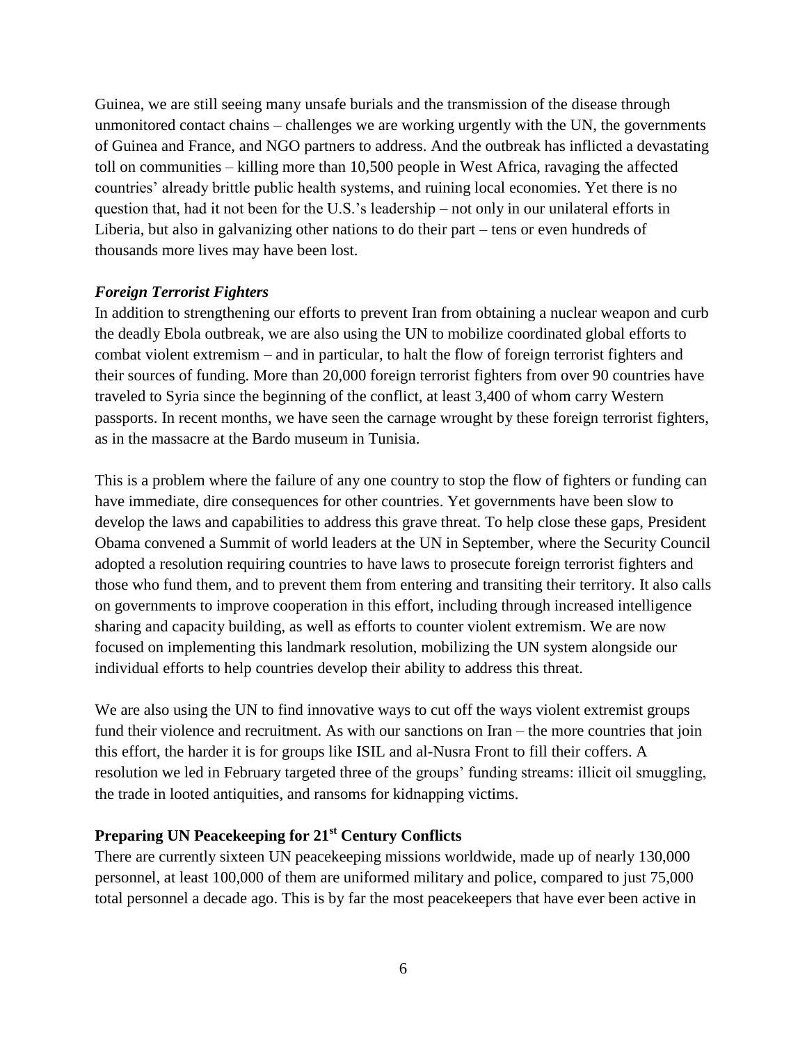Guinea, we are still seeing many unsafe burials and the transmission of the disease through unmonitored contact chains – challenges we are working urgently with the UN, the governments of Guinea and France, and NGO partners to address. And the outbreak has inflicted a devastating toll on communities – killing more than 10,500 people in West Africa, ravaging the affected countries' already brittle public health systems, and ruining local economies. Yet there is no question that, had it not been for the U.S.'s leadership – not only in our unilateral efforts in Liberia, but also in galvanizing other nations to do their part – tens or even hundreds of thousands more lives may have been lost.

***Foreign Terrorist Fighters***

In addition to strengthening our efforts to prevent Iran from obtaining a nuclear weapon and curb the deadly Ebola outbreak, we are also using the UN to mobilize coordinated global efforts to combat violent extremism – and in particular, to halt the flow of foreign terrorist fighters and their sources of funding. More than 20,000 foreign terrorist fighters from over 90 countries have traveled to Syria since the beginning of the conflict, at least 3,400 of whom carry Western passports. In recent months, we have seen the carnage wrought by these foreign terrorist fighters, as in the massacre at the Bardo museum in Tunisia.

This is a problem where the failure of any one country to stop the flow of fighters or funding can have immediate, dire consequences for other countries. Yet governments have been slow to develop the laws and capabilities to address this grave threat. To help close these gaps, President Obama convened a Summit of world leaders at the UN in September, where the Security Council adopted a resolution requiring countries to have laws to prosecute foreign terrorist fighters and those who fund them, and to prevent them from entering and transiting their territory. It also calls on governments to improve cooperation in this effort, including through increased intelligence sharing and capacity building, as well as efforts to counter violent extremism. We are now focused on implementing this landmark resolution, mobilizing the UN system alongside our individual efforts to help countries develop their ability to address this threat.

We are also using the UN to find innovative ways to cut off the ways violent extremist groups fund their violence and recruitment. As with our sanctions on Iran – the more countries that join this effort, the harder it is for groups like ISIL and al-Nusra Front to fill their coffers. A resolution we led in February targeted three of the groups' funding streams: illicit oil smuggling, the trade in looted antiquities, and ransoms for kidnapping victims.

**Preparing UN Peacekeeping for 21st Century Conflicts**

There are currently sixteen UN peacekeeping missions worldwide, made up of nearly 130,000 personnel, at least 100,000 of them are uniformed military and police, compared to just 75,000 total personnel a decade ago. This is by far the most peacekeepers that have ever been active in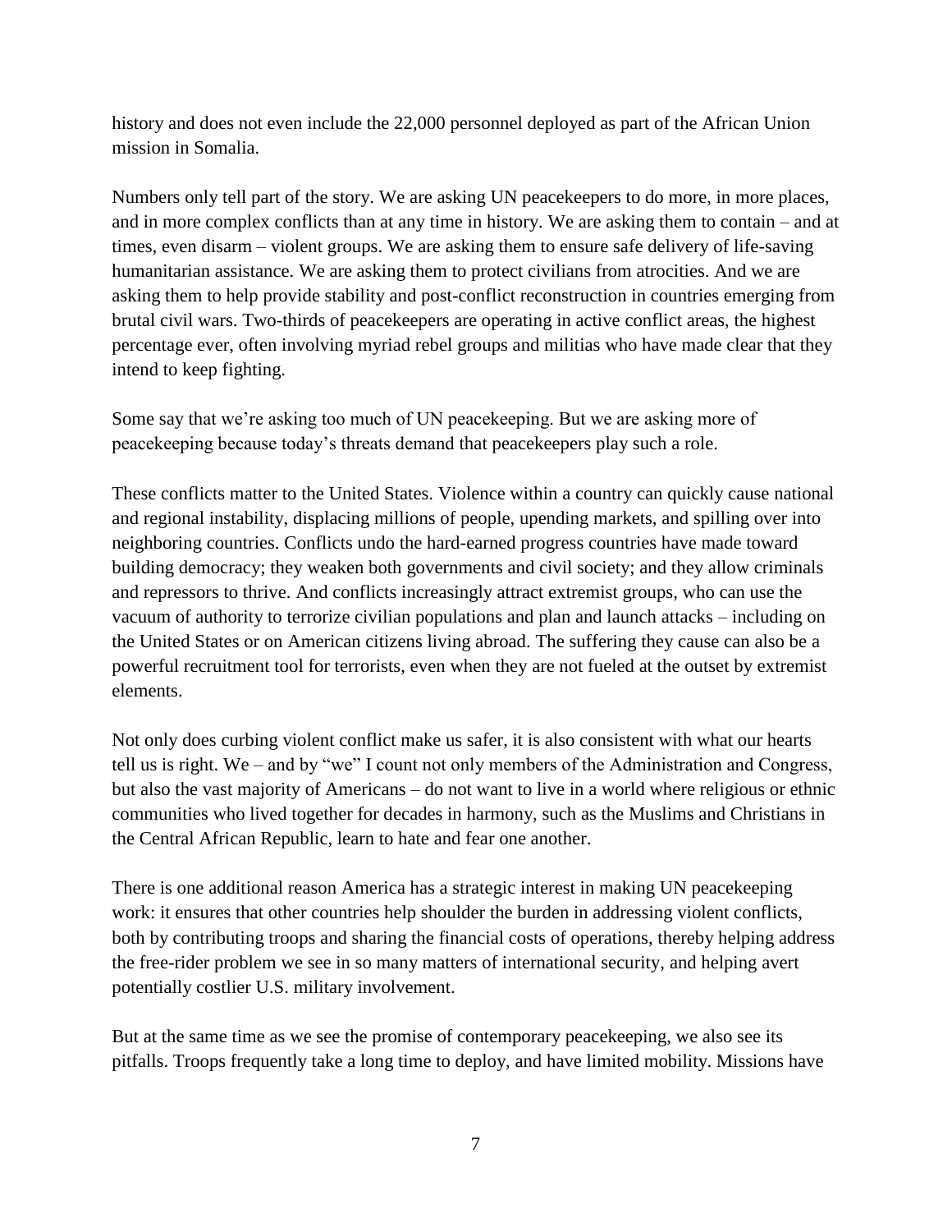history and does not even include the 22,000 personnel deployed as part of the African Union mission in Somalia.

Numbers only tell part of the story. We are asking UN peacekeepers to do more, in more places, and in more complex conflicts than at any time in history. We are asking them to contain – and at times, even disarm – violent groups. We are asking them to ensure safe delivery of life-saving humanitarian assistance. We are asking them to protect civilians from atrocities. And we are asking them to help provide stability and post-conflict reconstruction in countries emerging from brutal civil wars. Two-thirds of peacekeepers are operating in active conflict areas, the highest percentage ever, often involving myriad rebel groups and militias who have made clear that they intend to keep fighting.

Some say that we're asking too much of UN peacekeeping. But we are asking more of peacekeeping because today's threats demand that peacekeepers play such a role.

These conflicts matter to the United States. Violence within a country can quickly cause national and regional instability, displacing millions of people, upending markets, and spilling over into neighboring countries. Conflicts undo the hard-earned progress countries have made toward building democracy; they weaken both governments and civil society; and they allow criminals and repressors to thrive. And conflicts increasingly attract extremist groups, who can use the vacuum of authority to terrorize civilian populations and plan and launch attacks – including on the United States or on American citizens living abroad. The suffering they cause can also be a powerful recruitment tool for terrorists, even when they are not fueled at the outset by extremist elements.

Not only does curbing violent conflict make us safer, it is also consistent with what our hearts tell us is right. We – and by "we" I count not only members of the Administration and Congress, but also the vast majority of Americans – do not want to live in a world where religious or ethnic communities who lived together for decades in harmony, such as the Muslims and Christians in the Central African Republic, learn to hate and fear one another.

There is one additional reason America has a strategic interest in making UN peacekeeping work: it ensures that other countries help shoulder the burden in addressing violent conflicts, both by contributing troops and sharing the financial costs of operations, thereby helping address the free-rider problem we see in so many matters of international security, and helping avert potentially costlier U.S. military involvement.

But at the same time as we see the promise of contemporary peacekeeping, we also see its pitfalls. Troops frequently take a long time to deploy, and have limited mobility. Missions have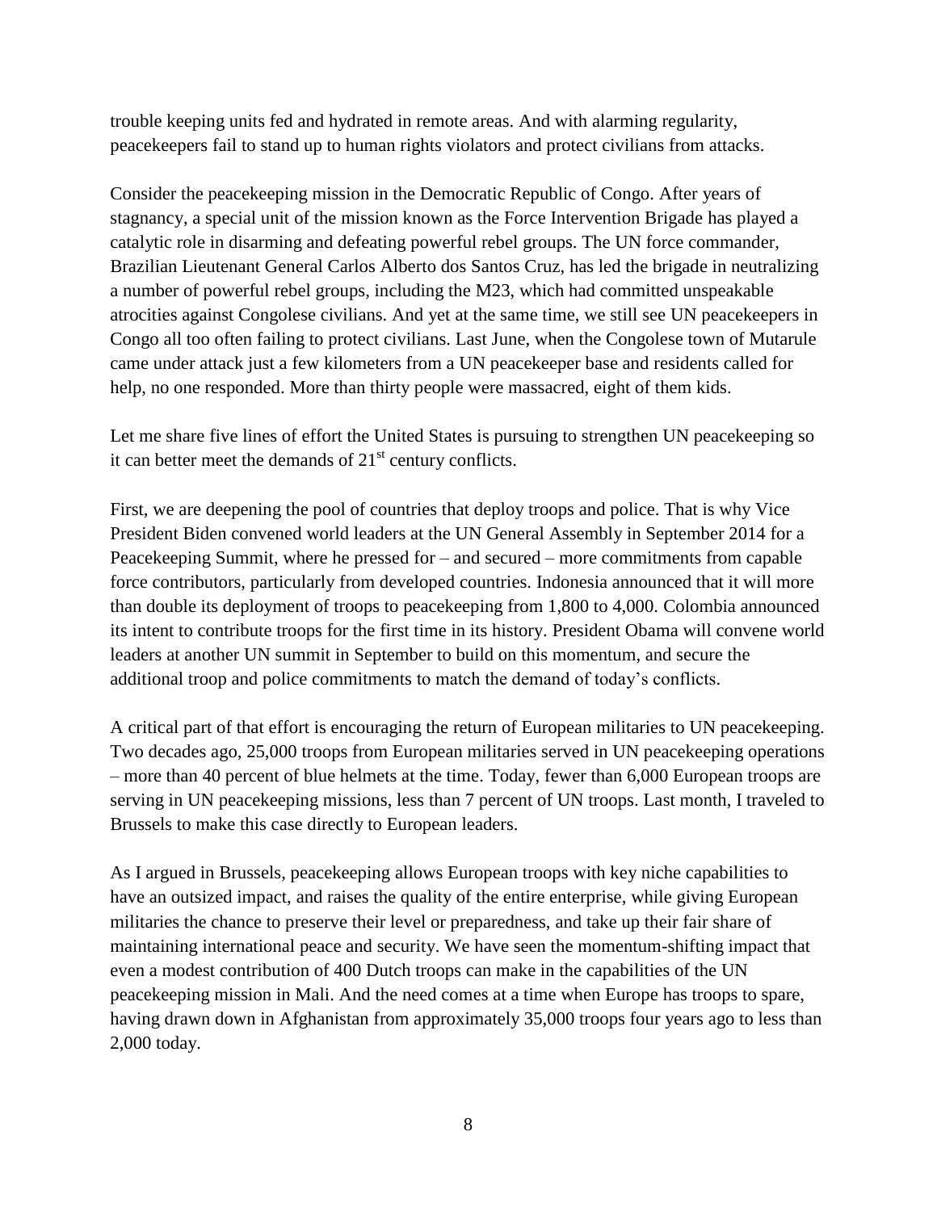trouble keeping units fed and hydrated in remote areas. And with alarming regularity, peacekeepers fail to stand up to human rights violators and protect civilians from attacks.

Consider the peacekeeping mission in the Democratic Republic of Congo. After years of stagnancy, a special unit of the mission known as the Force Intervention Brigade has played a catalytic role in disarming and defeating powerful rebel groups. The UN force commander, Brazilian Lieutenant General Carlos Alberto dos Santos Cruz, has led the brigade in neutralizing a number of powerful rebel groups, including the M23, which had committed unspeakable atrocities against Congolese civilians. And yet at the same time, we still see UN peacekeepers in Congo all too often failing to protect civilians. Last June, when the Congolese town of Mutarule came under attack just a few kilometers from a UN peacekeeper base and residents called for help, no one responded. More than thirty people were massacred, eight of them kids.

Let me share five lines of effort the United States is pursuing to strengthen UN peacekeeping so it can better meet the demands of 21st century conflicts.

First, we are deepening the pool of countries that deploy troops and police. That is why Vice President Biden convened world leaders at the UN General Assembly in September 2014 for a Peacekeeping Summit, where he pressed for – and secured – more commitments from capable force contributors, particularly from developed countries. Indonesia announced that it will more than double its deployment of troops to peacekeeping from 1,800 to 4,000. Colombia announced its intent to contribute troops for the first time in its history. President Obama will convene world leaders at another UN summit in September to build on this momentum, and secure the additional troop and police commitments to match the demand of today's conflicts.

A critical part of that effort is encouraging the return of European militaries to UN peacekeeping. Two decades ago, 25,000 troops from European militaries served in UN peacekeeping operations – more than 40 percent of blue helmets at the time. Today, fewer than 6,000 European troops are serving in UN peacekeeping missions, less than 7 percent of UN troops. Last month, I traveled to Brussels to make this case directly to European leaders.

As I argued in Brussels, peacekeeping allows European troops with key niche capabilities to have an outsized impact, and raises the quality of the entire enterprise, while giving European militaries the chance to preserve their level or preparedness, and take up their fair share of maintaining international peace and security. We have seen the momentum-shifting impact that even a modest contribution of 400 Dutch troops can make in the capabilities of the UN peacekeeping mission in Mali. And the need comes at a time when Europe has troops to spare, having drawn down in Afghanistan from approximately 35,000 troops four years ago to less than 2,000 today.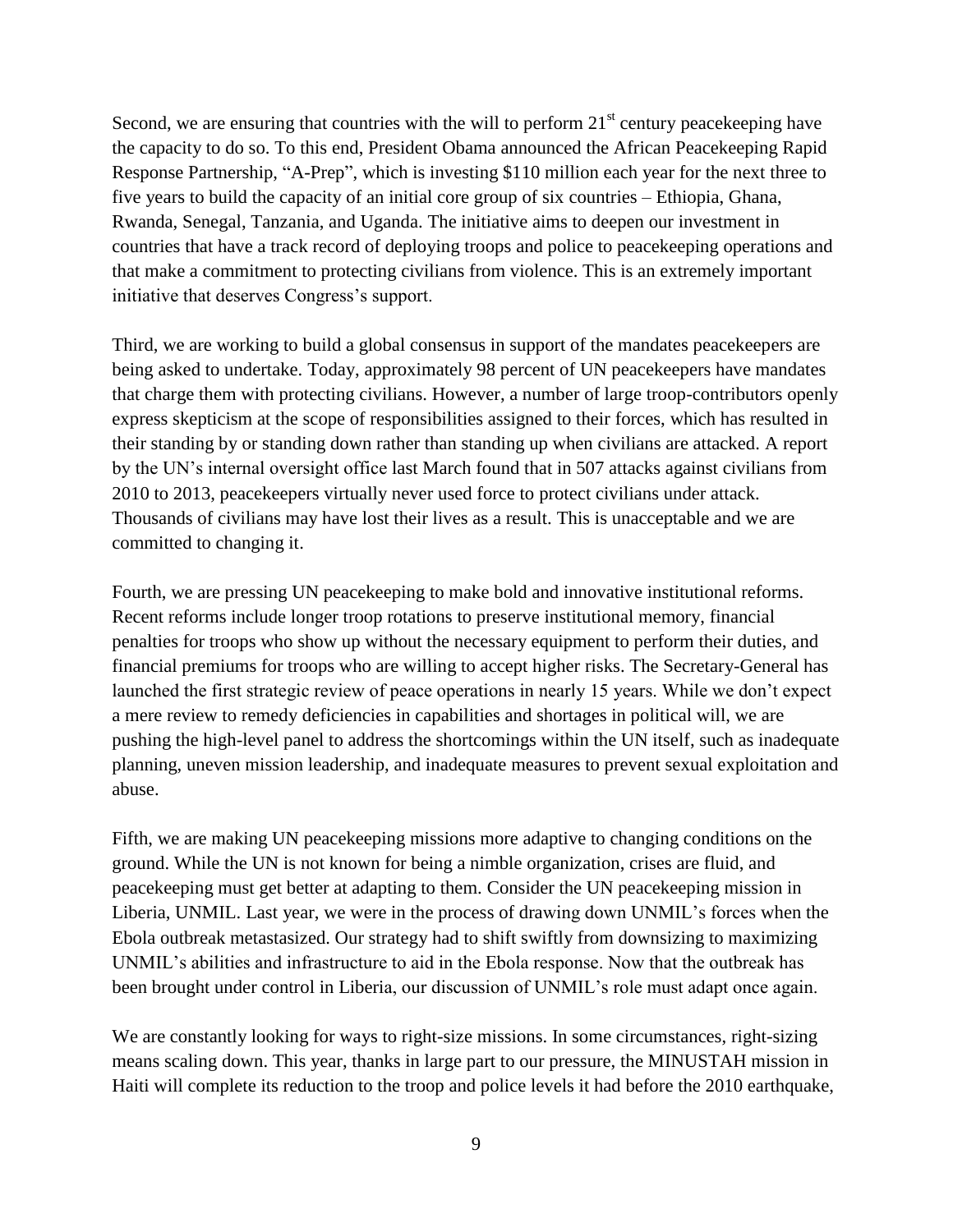Second, we are ensuring that countries with the will to perform 21st century peacekeeping have the capacity to do so. To this end, President Obama announced the African Peacekeeping Rapid Response Partnership, "A-Prep", which is investing $110 million each year for the next three to five years to build the capacity of an initial core group of six countries – Ethiopia, Ghana, Rwanda, Senegal, Tanzania, and Uganda. The initiative aims to deepen our investment in countries that have a track record of deploying troops and police to peacekeeping operations and that make a commitment to protecting civilians from violence. This is an extremely important initiative that deserves Congress's support.

Third, we are working to build a global consensus in support of the mandates peacekeepers are being asked to undertake. Today, approximately 98 percent of UN peacekeepers have mandates that charge them with protecting civilians. However, a number of large troop-contributors openly express skepticism at the scope of responsibilities assigned to their forces, which has resulted in their standing by or standing down rather than standing up when civilians are attacked. A report by the UN's internal oversight office last March found that in 507 attacks against civilians from 2010 to 2013, peacekeepers virtually never used force to protect civilians under attack. Thousands of civilians may have lost their lives as a result. This is unacceptable and we are committed to changing it.

Fourth, we are pressing UN peacekeeping to make bold and innovative institutional reforms. Recent reforms include longer troop rotations to preserve institutional memory, financial penalties for troops who show up without the necessary equipment to perform their duties, and financial premiums for troops who are willing to accept higher risks. The Secretary-General has launched the first strategic review of peace operations in nearly 15 years. While we don't expect a mere review to remedy deficiencies in capabilities and shortages in political will, we are pushing the high-level panel to address the shortcomings within the UN itself, such as inadequate planning, uneven mission leadership, and inadequate measures to prevent sexual exploitation and abuse.

Fifth, we are making UN peacekeeping missions more adaptive to changing conditions on the ground. While the UN is not known for being a nimble organization, crises are fluid, and peacekeeping must get better at adapting to them. Consider the UN peacekeeping mission in Liberia, UNMIL. Last year, we were in the process of drawing down UNMIL's forces when the Ebola outbreak metastasized. Our strategy had to shift swiftly from downsizing to maximizing UNMIL's abilities and infrastructure to aid in the Ebola response. Now that the outbreak has been brought under control in Liberia, our discussion of UNMIL's role must adapt once again.

We are constantly looking for ways to right-size missions. In some circumstances, right-sizing means scaling down. This year, thanks in large part to our pressure, the MINUSTAH mission in Haiti will complete its reduction to the troop and police levels it had before the 2010 earthquake,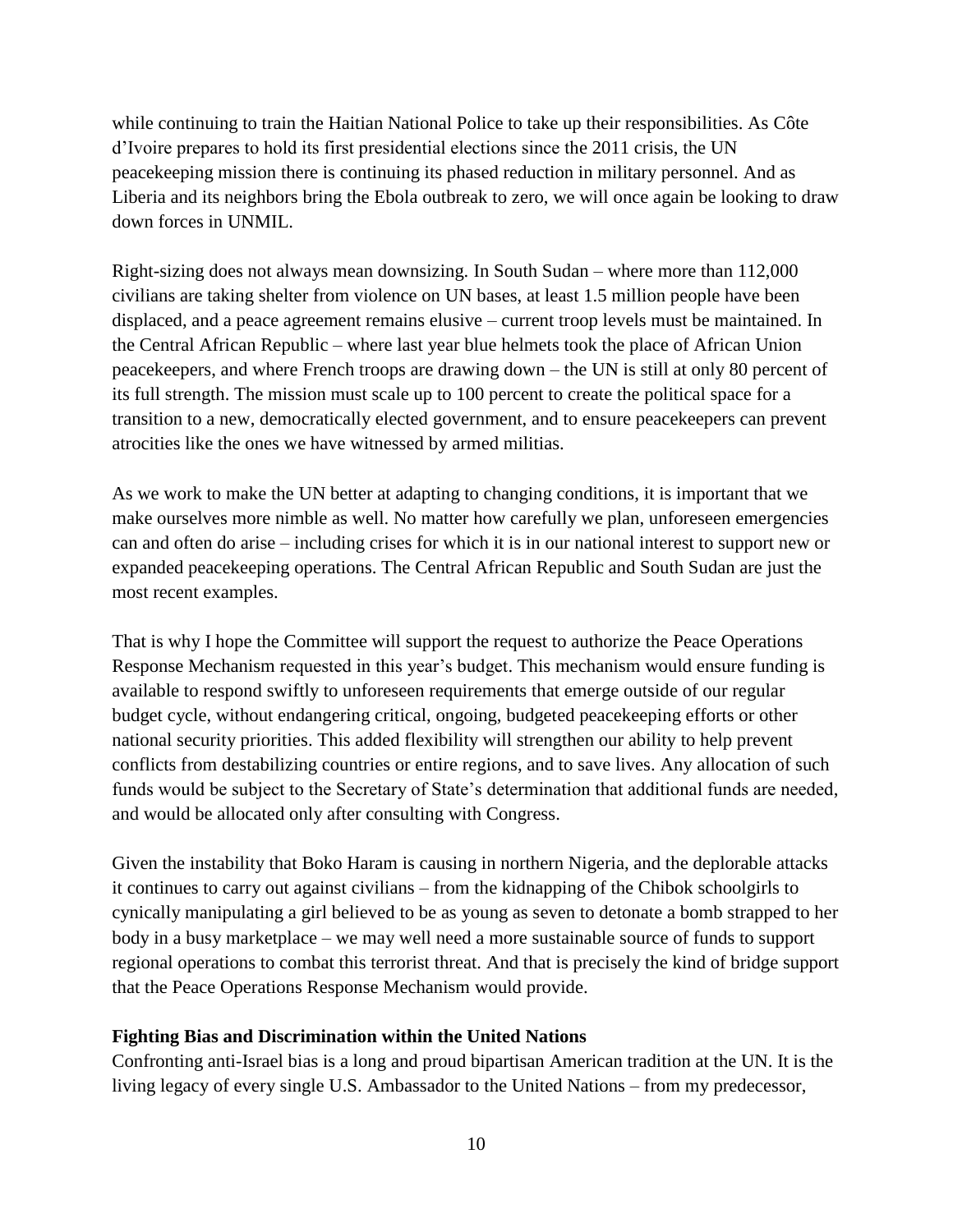while continuing to train the Haitian National Police to take up their responsibilities. As Côte d'Ivoire prepares to hold its first presidential elections since the 2011 crisis, the UN peacekeeping mission there is continuing its phased reduction in military personnel. And as Liberia and its neighbors bring the Ebola outbreak to zero, we will once again be looking to draw down forces in UNMIL.

Right-sizing does not always mean downsizing. In South Sudan – where more than 112,000 civilians are taking shelter from violence on UN bases, at least 1.5 million people have been displaced, and a peace agreement remains elusive – current troop levels must be maintained. In the Central African Republic – where last year blue helmets took the place of African Union peacekeepers, and where French troops are drawing down – the UN is still at only 80 percent of its full strength. The mission must scale up to 100 percent to create the political space for a transition to a new, democratically elected government, and to ensure peacekeepers can prevent atrocities like the ones we have witnessed by armed militias.

As we work to make the UN better at adapting to changing conditions, it is important that we make ourselves more nimble as well. No matter how carefully we plan, unforeseen emergencies can and often do arise – including crises for which it is in our national interest to support new or expanded peacekeeping operations. The Central African Republic and South Sudan are just the most recent examples.

That is why I hope the Committee will support the request to authorize the Peace Operations Response Mechanism requested in this year's budget. This mechanism would ensure funding is available to respond swiftly to unforeseen requirements that emerge outside of our regular budget cycle, without endangering critical, ongoing, budgeted peacekeeping efforts or other national security priorities. This added flexibility will strengthen our ability to help prevent conflicts from destabilizing countries or entire regions, and to save lives. Any allocation of such funds would be subject to the Secretary of State's determination that additional funds are needed, and would be allocated only after consulting with Congress.

Given the instability that Boko Haram is causing in northern Nigeria, and the deplorable attacks it continues to carry out against civilians – from the kidnapping of the Chibok schoolgirls to cynically manipulating a girl believed to be as young as seven to detonate a bomb strapped to her body in a busy marketplace – we may well need a more sustainable source of funds to support regional operations to combat this terrorist threat. And that is precisely the kind of bridge support that the Peace Operations Response Mechanism would provide.

**Fighting Bias and Discrimination within the United Nations**

Confronting anti-Israel bias is a long and proud bipartisan American tradition at the UN. It is the living legacy of every single U.S. Ambassador to the United Nations – from my predecessor,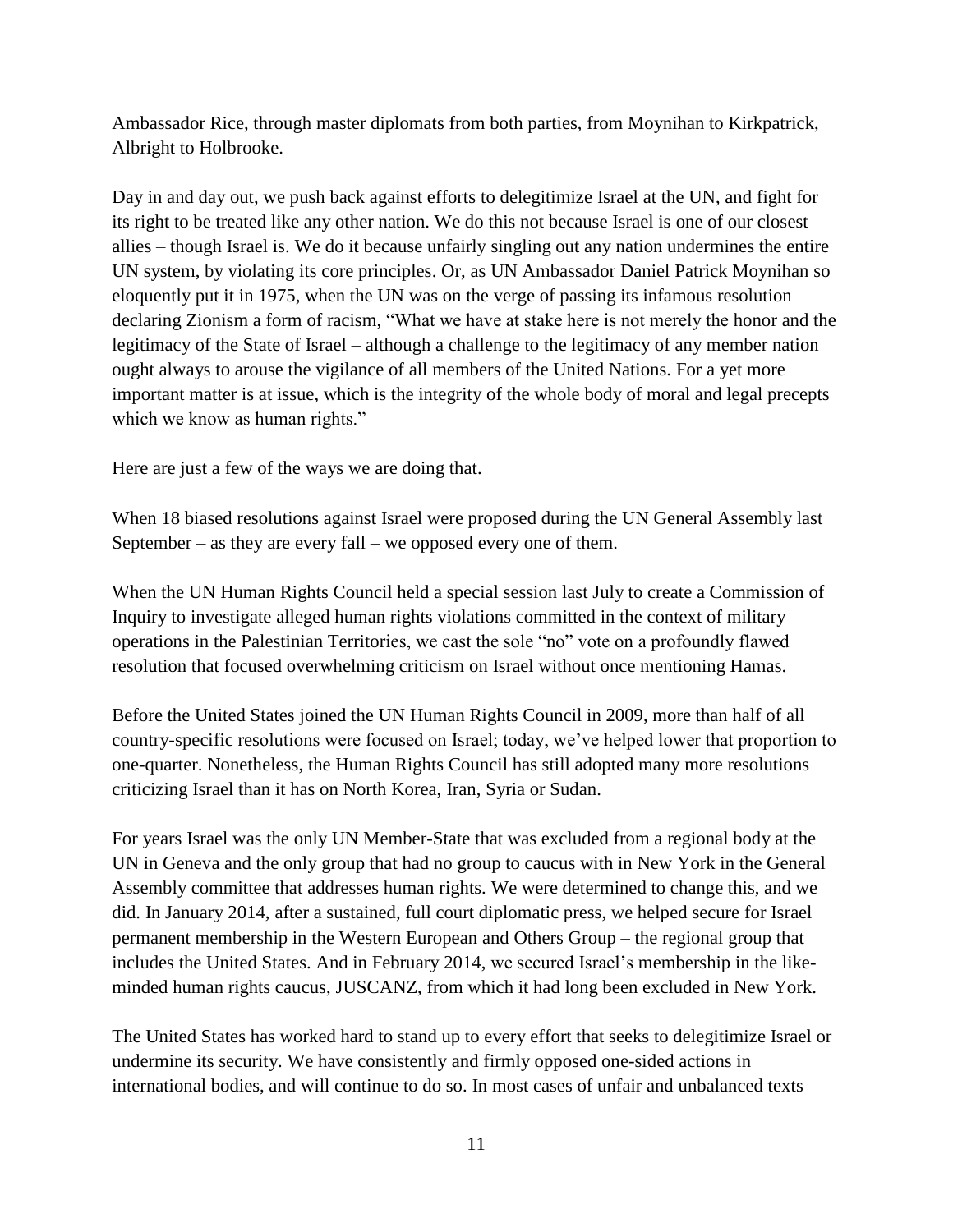Ambassador Rice, through master diplomats from both parties, from Moynihan to Kirkpatrick, Albright to Holbrooke.

Day in and day out, we push back against efforts to delegitimize Israel at the UN, and fight for its right to be treated like any other nation. We do this not because Israel is one of our closest allies – though Israel is. We do it because unfairly singling out any nation undermines the entire UN system, by violating its core principles. Or, as UN Ambassador Daniel Patrick Moynihan so eloquently put it in 1975, when the UN was on the verge of passing its infamous resolution declaring Zionism a form of racism, "What we have at stake here is not merely the honor and the legitimacy of the State of Israel – although a challenge to the legitimacy of any member nation ought always to arouse the vigilance of all members of the United Nations. For a yet more important matter is at issue, which is the integrity of the whole body of moral and legal precepts which we know as human rights."

Here are just a few of the ways we are doing that.

When 18 biased resolutions against Israel were proposed during the UN General Assembly last September – as they are every fall – we opposed every one of them.

When the UN Human Rights Council held a special session last July to create a Commission of Inquiry to investigate alleged human rights violations committed in the context of military operations in the Palestinian Territories, we cast the sole "no" vote on a profoundly flawed resolution that focused overwhelming criticism on Israel without once mentioning Hamas.

Before the United States joined the UN Human Rights Council in 2009, more than half of all country-specific resolutions were focused on Israel; today, we've helped lower that proportion to one-quarter. Nonetheless, the Human Rights Council has still adopted many more resolutions criticizing Israel than it has on North Korea, Iran, Syria or Sudan.

For years Israel was the only UN Member-State that was excluded from a regional body at the UN in Geneva and the only group that had no group to caucus with in New York in the General Assembly committee that addresses human rights. We were determined to change this, and we did. In January 2014, after a sustained, full court diplomatic press, we helped secure for Israel permanent membership in the Western European and Others Group – the regional group that includes the United States. And in February 2014, we secured Israel's membership in the like-minded human rights caucus, JUSCANZ, from which it had long been excluded in New York.

The United States has worked hard to stand up to every effort that seeks to delegitimize Israel or undermine its security. We have consistently and firmly opposed one-sided actions in international bodies, and will continue to do so. In most cases of unfair and unbalanced texts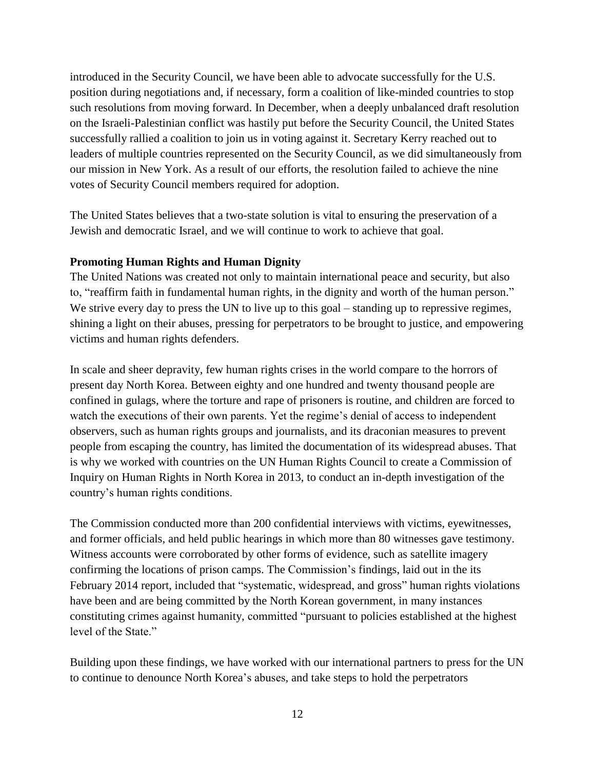introduced in the Security Council, we have been able to advocate successfully for the U.S. position during negotiations and, if necessary, form a coalition of like-minded countries to stop such resolutions from moving forward. In December, when a deeply unbalanced draft resolution on the Israeli-Palestinian conflict was hastily put before the Security Council, the United States successfully rallied a coalition to join us in voting against it. Secretary Kerry reached out to leaders of multiple countries represented on the Security Council, as we did simultaneously from our mission in New York. As a result of our efforts, the resolution failed to achieve the nine votes of Security Council members required for adoption.

The United States believes that a two-state solution is vital to ensuring the preservation of a Jewish and democratic Israel, and we will continue to work to achieve that goal.

**Promoting Human Rights and Human Dignity**

The United Nations was created not only to maintain international peace and security, but also to, "reaffirm faith in fundamental human rights, in the dignity and worth of the human person." We strive every day to press the UN to live up to this goal – standing up to repressive regimes, shining a light on their abuses, pressing for perpetrators to be brought to justice, and empowering victims and human rights defenders.

In scale and sheer depravity, few human rights crises in the world compare to the horrors of present day North Korea. Between eighty and one hundred and twenty thousand people are confined in gulags, where the torture and rape of prisoners is routine, and children are forced to watch the executions of their own parents. Yet the regime's denial of access to independent observers, such as human rights groups and journalists, and its draconian measures to prevent people from escaping the country, has limited the documentation of its widespread abuses. That is why we worked with countries on the UN Human Rights Council to create a Commission of Inquiry on Human Rights in North Korea in 2013, to conduct an in-depth investigation of the country's human rights conditions.

The Commission conducted more than 200 confidential interviews with victims, eyewitnesses, and former officials, and held public hearings in which more than 80 witnesses gave testimony. Witness accounts were corroborated by other forms of evidence, such as satellite imagery confirming the locations of prison camps. The Commission's findings, laid out in the its February 2014 report, included that "systematic, widespread, and gross" human rights violations have been and are being committed by the North Korean government, in many instances constituting crimes against humanity, committed "pursuant to policies established at the highest level of the State."

Building upon these findings, we have worked with our international partners to press for the UN to continue to denounce North Korea's abuses, and take steps to hold the perpetrators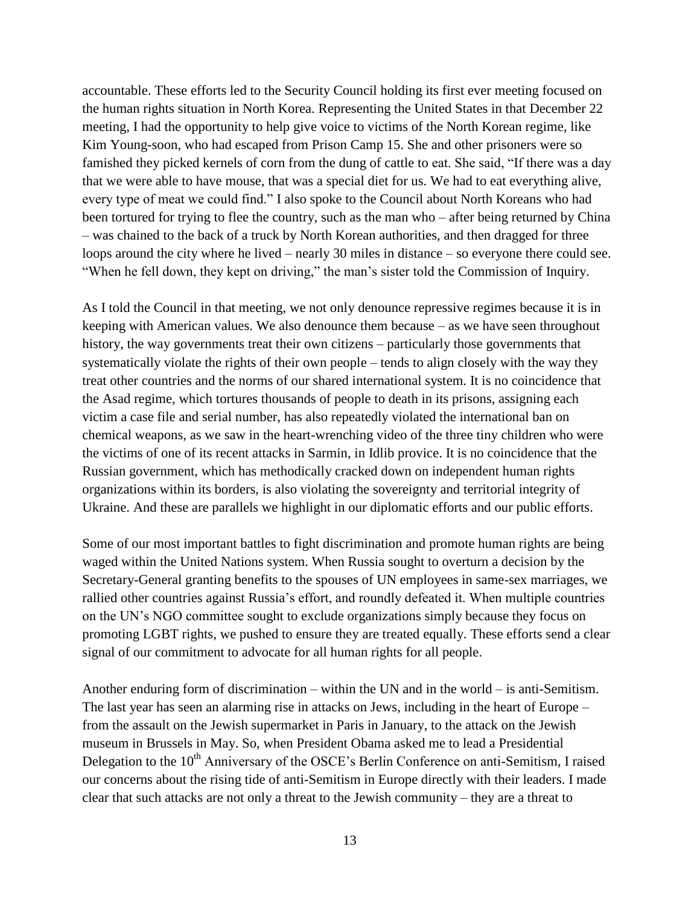accountable. These efforts led to the Security Council holding its first ever meeting focused on the human rights situation in North Korea. Representing the United States in that December 22 meeting, I had the opportunity to help give voice to victims of the North Korean regime, like Kim Young-soon, who had escaped from Prison Camp 15. She and other prisoners were so famished they picked kernels of corn from the dung of cattle to eat. She said, "If there was a day that we were able to have mouse, that was a special diet for us. We had to eat everything alive, every type of meat we could find." I also spoke to the Council about North Koreans who had been tortured for trying to flee the country, such as the man who – after being returned by China – was chained to the back of a truck by North Korean authorities, and then dragged for three loops around the city where he lived – nearly 30 miles in distance – so everyone there could see. "When he fell down, they kept on driving," the man's sister told the Commission of Inquiry.

As I told the Council in that meeting, we not only denounce repressive regimes because it is in keeping with American values. We also denounce them because – as we have seen throughout history, the way governments treat their own citizens – particularly those governments that systematically violate the rights of their own people – tends to align closely with the way they treat other countries and the norms of our shared international system. It is no coincidence that the Asad regime, which tortures thousands of people to death in its prisons, assigning each victim a case file and serial number, has also repeatedly violated the international ban on chemical weapons, as we saw in the heart-wrenching video of the three tiny children who were the victims of one of its recent attacks in Sarmin, in Idlib provice. It is no coincidence that the Russian government, which has methodically cracked down on independent human rights organizations within its borders, is also violating the sovereignty and territorial integrity of Ukraine. And these are parallels we highlight in our diplomatic efforts and our public efforts.

Some of our most important battles to fight discrimination and promote human rights are being waged within the United Nations system. When Russia sought to overturn a decision by the Secretary-General granting benefits to the spouses of UN employees in same-sex marriages, we rallied other countries against Russia's effort, and roundly defeated it. When multiple countries on the UN's NGO committee sought to exclude organizations simply because they focus on promoting LGBT rights, we pushed to ensure they are treated equally. These efforts send a clear signal of our commitment to advocate for all human rights for all people.

Another enduring form of discrimination – within the UN and in the world – is anti-Semitism. The last year has seen an alarming rise in attacks on Jews, including in the heart of Europe – from the assault on the Jewish supermarket in Paris in January, to the attack on the Jewish museum in Brussels in May. So, when President Obama asked me to lead a Presidential Delegation to the 10th Anniversary of the OSCE's Berlin Conference on anti-Semitism, I raised our concerns about the rising tide of anti-Semitism in Europe directly with their leaders. I made clear that such attacks are not only a threat to the Jewish community – they are a threat to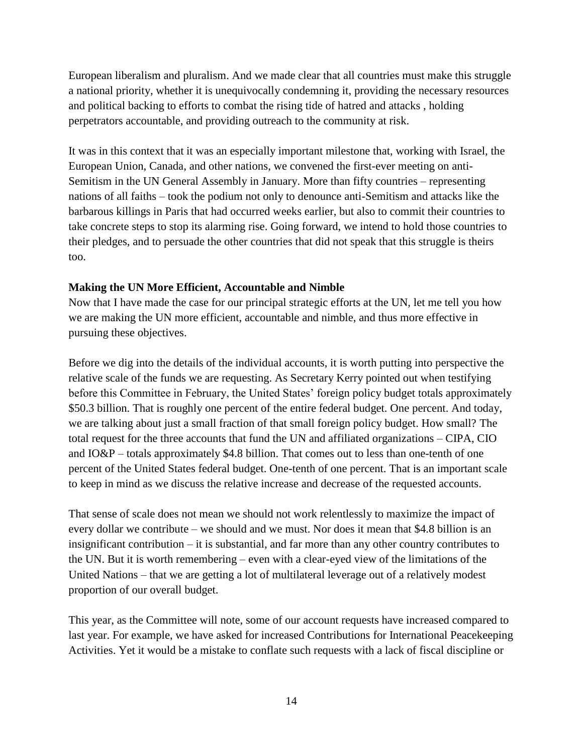European liberalism and pluralism. And we made clear that all countries must make this struggle a national priority, whether it is unequivocally condemning it, providing the necessary resources and political backing to efforts to combat the rising tide of hatred and attacks , holding perpetrators accountable, and providing outreach to the community at risk.

It was in this context that it was an especially important milestone that, working with Israel, the European Union, Canada, and other nations, we convened the first-ever meeting on anti-Semitism in the UN General Assembly in January. More than fifty countries – representing nations of all faiths – took the podium not only to denounce anti-Semitism and attacks like the barbarous killings in Paris that had occurred weeks earlier, but also to commit their countries to take concrete steps to stop its alarming rise. Going forward, we intend to hold those countries to their pledges, and to persuade the other countries that did not speak that this struggle is theirs too.

**Making the UN More Efficient, Accountable and Nimble**

Now that I have made the case for our principal strategic efforts at the UN, let me tell you how we are making the UN more efficient, accountable and nimble, and thus more effective in pursuing these objectives.

Before we dig into the details of the individual accounts, it is worth putting into perspective the relative scale of the funds we are requesting. As Secretary Kerry pointed out when testifying before this Committee in February, the United States' foreign policy budget totals approximately $50.3 billion. That is roughly one percent of the entire federal budget. One percent. And today, we are talking about just a small fraction of that small foreign policy budget. How small? The total request for the three accounts that fund the UN and affiliated organizations – CIPA, CIO and IO&P – totals approximately $4.8 billion. That comes out to less than one-tenth of one percent of the United States federal budget. One-tenth of one percent. That is an important scale to keep in mind as we discuss the relative increase and decrease of the requested accounts.

That sense of scale does not mean we should not work relentlessly to maximize the impact of every dollar we contribute – we should and we must. Nor does it mean that $4.8 billion is an insignificant contribution – it is substantial, and far more than any other country contributes to the UN. But it is worth remembering – even with a clear-eyed view of the limitations of the United Nations – that we are getting a lot of multilateral leverage out of a relatively modest proportion of our overall budget.

This year, as the Committee will note, some of our account requests have increased compared to last year. For example, we have asked for increased Contributions for International Peacekeeping Activities. Yet it would be a mistake to conflate such requests with a lack of fiscal discipline or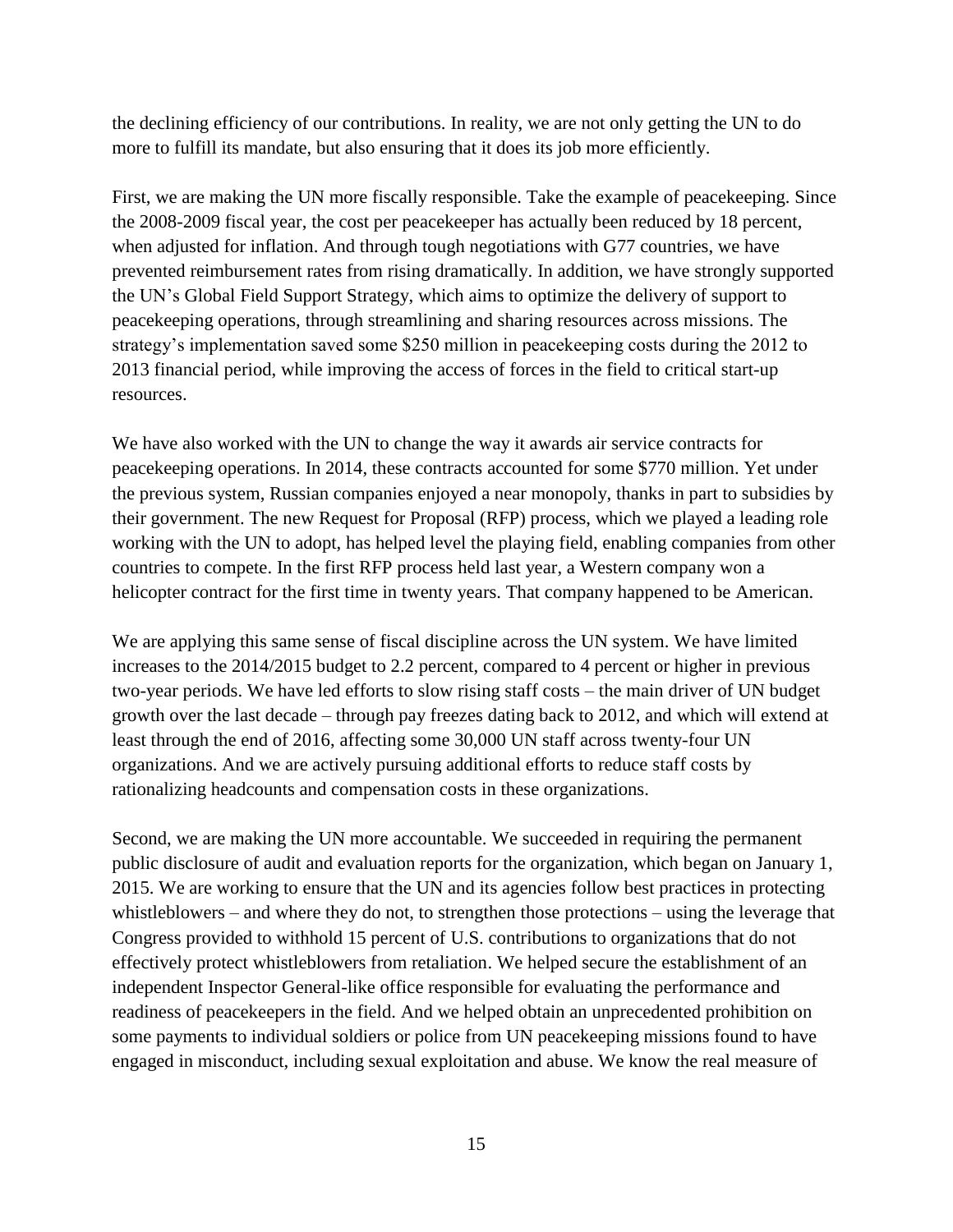the declining efficiency of our contributions. In reality, we are not only getting the UN to do more to fulfill its mandate, but also ensuring that it does its job more efficiently.

First, we are making the UN more fiscally responsible. Take the example of peacekeeping. Since the 2008-2009 fiscal year, the cost per peacekeeper has actually been reduced by 18 percent, when adjusted for inflation. And through tough negotiations with G77 countries, we have prevented reimbursement rates from rising dramatically. In addition, we have strongly supported the UN's Global Field Support Strategy, which aims to optimize the delivery of support to peacekeeping operations, through streamlining and sharing resources across missions. The strategy's implementation saved some $250 million in peacekeeping costs during the 2012 to 2013 financial period, while improving the access of forces in the field to critical start-up resources.

We have also worked with the UN to change the way it awards air service contracts for peacekeeping operations. In 2014, these contracts accounted for some $770 million. Yet under the previous system, Russian companies enjoyed a near monopoly, thanks in part to subsidies by their government. The new Request for Proposal (RFP) process, which we played a leading role working with the UN to adopt, has helped level the playing field, enabling companies from other countries to compete. In the first RFP process held last year, a Western company won a helicopter contract for the first time in twenty years. That company happened to be American.

We are applying this same sense of fiscal discipline across the UN system. We have limited increases to the 2014/2015 budget to 2.2 percent, compared to 4 percent or higher in previous two-year periods. We have led efforts to slow rising staff costs – the main driver of UN budget growth over the last decade – through pay freezes dating back to 2012, and which will extend at least through the end of 2016, affecting some 30,000 UN staff across twenty-four UN organizations. And we are actively pursuing additional efforts to reduce staff costs by rationalizing headcounts and compensation costs in these organizations.

Second, we are making the UN more accountable. We succeeded in requiring the permanent public disclosure of audit and evaluation reports for the organization, which began on January 1, 2015. We are working to ensure that the UN and its agencies follow best practices in protecting whistleblowers – and where they do not, to strengthen those protections – using the leverage that Congress provided to withhold 15 percent of U.S. contributions to organizations that do not effectively protect whistleblowers from retaliation. We helped secure the establishment of an independent Inspector General-like office responsible for evaluating the performance and readiness of peacekeepers in the field. And we helped obtain an unprecedented prohibition on some payments to individual soldiers or police from UN peacekeeping missions found to have engaged in misconduct, including sexual exploitation and abuse. We know the real measure of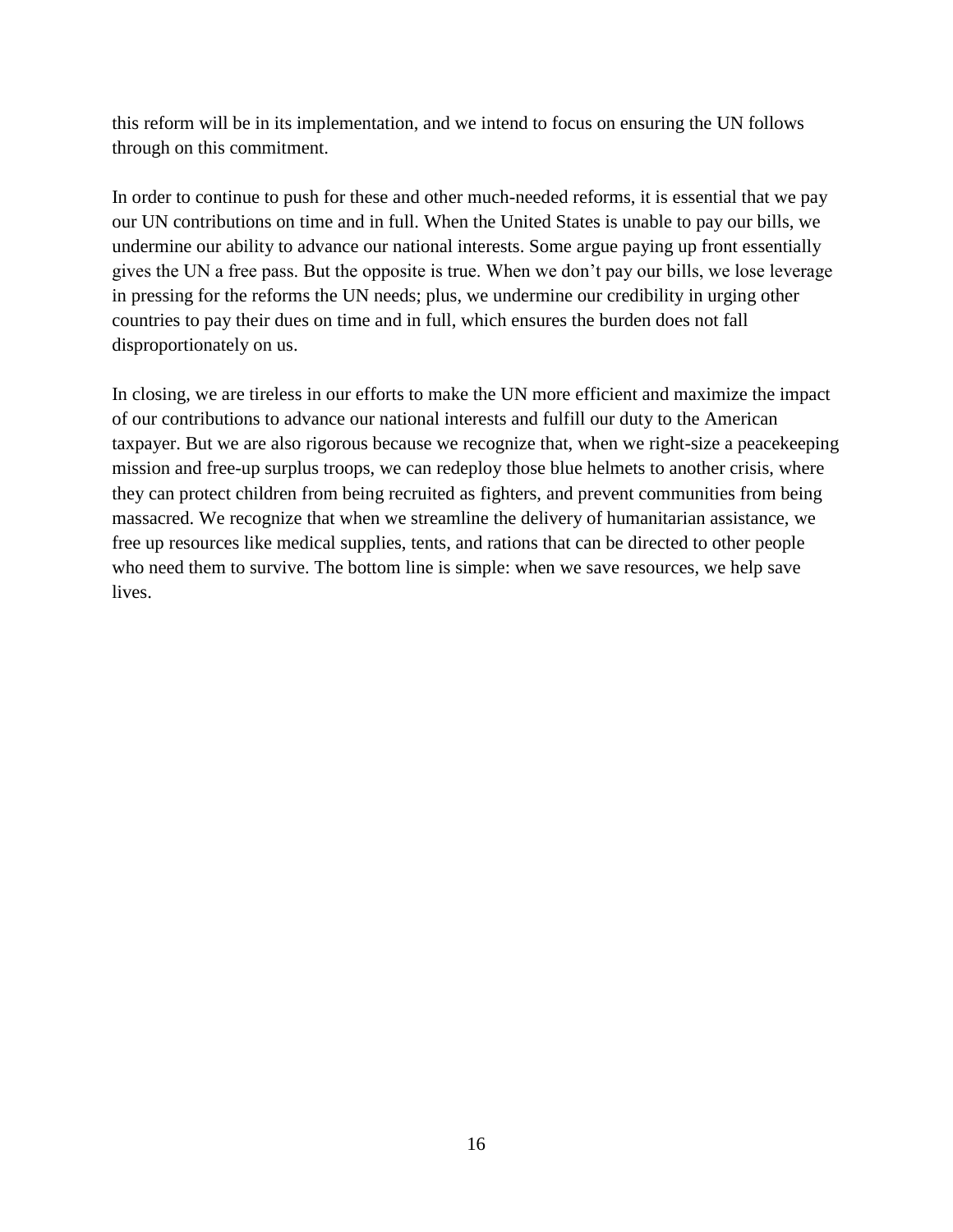this reform will be in its implementation, and we intend to focus on ensuring the UN follows through on this commitment.

In order to continue to push for these and other much-needed reforms, it is essential that we pay our UN contributions on time and in full. When the United States is unable to pay our bills, we undermine our ability to advance our national interests. Some argue paying up front essentially gives the UN a free pass. But the opposite is true. When we don't pay our bills, we lose leverage in pressing for the reforms the UN needs; plus, we undermine our credibility in urging other countries to pay their dues on time and in full, which ensures the burden does not fall disproportionately on us.

In closing, we are tireless in our efforts to make the UN more efficient and maximize the impact of our contributions to advance our national interests and fulfill our duty to the American taxpayer. But we are also rigorous because we recognize that, when we right-size a peacekeeping mission and free-up surplus troops, we can redeploy those blue helmets to another crisis, where they can protect children from being recruited as fighters, and prevent communities from being massacred. We recognize that when we streamline the delivery of humanitarian assistance, we free up resources like medical supplies, tents, and rations that can be directed to other people who need them to survive. The bottom line is simple: when we save resources, we help save lives.